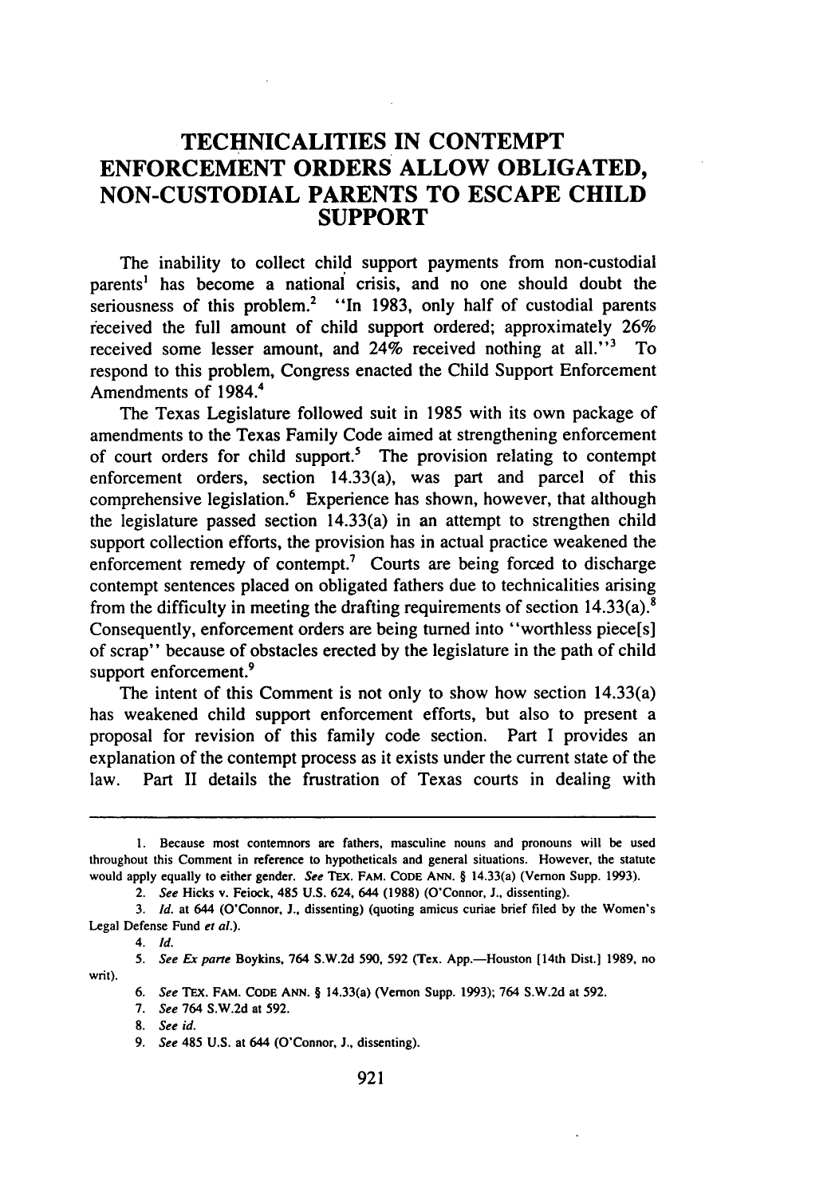# TECHNICALITIES IN CONTEMPT ENFORCEMENT ORDERS ALLOW OBLIGATED, NON-CUSTODIAL PARENTS TO ESCAPE CHILD SUPPORT

The inability to collect child support payments from non-custodial parents[1] has become a national crisis, and no one should doubt the seriousness of this problem.[2] "In 1983, only half of custodial parents received the full amount of child support ordered; approximately 26% received some lesser amount, and 24% received nothing at all."[3] To respond to this problem, Congress enacted the Child Support Enforcement Amendments of 1984.[4]

The Texas Legislature followed suit in 1985 with its own package of amendments to the Texas Family Code aimed at strengthening enforcement of court orders for child support.[5] The provision relating to contempt enforcement orders, section 14.33(a), was part and parcel of this comprehensive legislation.[6] Experience has shown, however, that although the legislature passed section 14.33(a) in an attempt to strengthen child support collection efforts, the provision has in actual practice weakened the enforcement remedy of contempt.[7] Courts are being forced to discharge contempt sentences placed on obligated fathers due to technicalities arising from the difficulty in meeting the drafting requirements of section 14.33(a).[8] Consequently, enforcement orders are being turned into "worthless piece[s] of scrap" because of obstacles erected by the legislature in the path of child support enforcement.[9]

The intent of this Comment is not only to show how section 14.33(a) has weakened child support enforcement efforts, but also to present a proposal for revision of this family code section. Part I provides an explanation of the contempt process as it exists under the current state of the law. Part II details the frustration of Texas courts in dealing with

---

1. Because most contemnors are fathers, masculine nouns and pronouns will be used throughout this Comment in reference to hypotheticals and general situations. However, the statute would apply equally to either gender. *See* TEX. FAM. CODE ANN. § 14.33(a) (Vernon Supp. 1993).

2. *See* Hicks v. Feiock, 485 U.S. 624, 644 (1988) (O'Connor, J., dissenting).

3. *Id.* at 644 (O'Connor, J., dissenting) (quoting amicus curiae brief filed by the Women's Legal Defense Fund *et al.*).

4. *Id.*

5. *See Ex parte* Boykins, 764 S.W.2d 590, 592 (Tex. App.—Houston [14th Dist.] 1989, no writ).

6. *See* TEX. FAM. CODE ANN. § 14.33(a) (Vernon Supp. 1993); 764 S.W.2d at 592.

7. *See* 764 S.W.2d at 592.

8. *See id.*

9. *See* 485 U.S. at 644 (O'Connor, J., dissenting).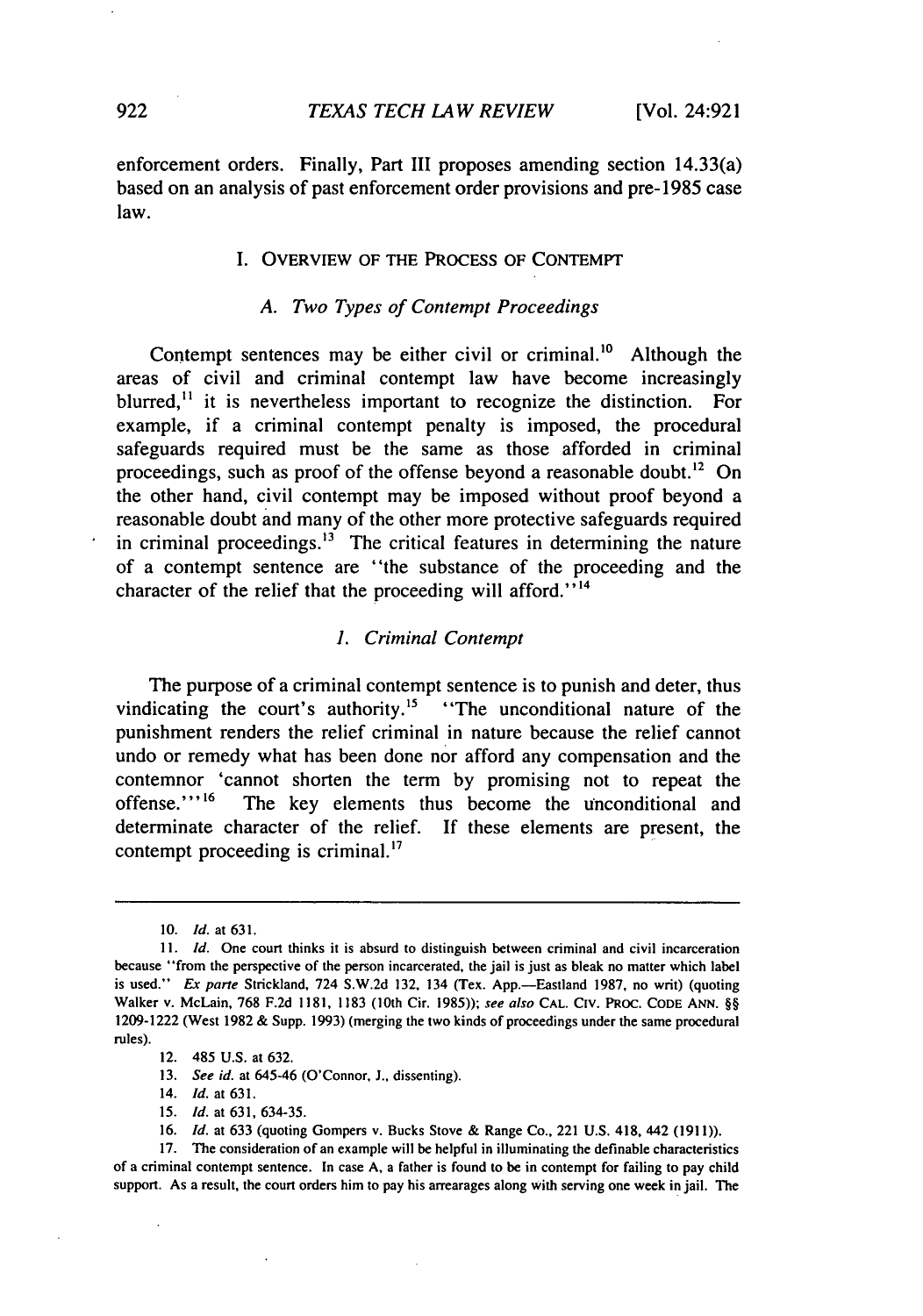enforcement orders. Finally, Part III proposes amending section 14.33(a) based on an analysis of past enforcement order provisions and pre-1985 case law.

## I. OVERVIEW OF THE PROCESS OF CONTEMPT

### *A. Two Types of Contempt Proceedings*

Contempt sentences may be either civil or criminal.[10] Although the areas of civil and criminal contempt law have become increasingly blurred,[11] it is nevertheless important to recognize the distinction. For example, if a criminal contempt penalty is imposed, the procedural safeguards required must be the same as those afforded in criminal proceedings, such as proof of the offense beyond a reasonable doubt.[12] On the other hand, civil contempt may be imposed without proof beyond a reasonable doubt and many of the other more protective safeguards required in criminal proceedings.[13] The critical features in determining the nature of a contempt sentence are "the substance of the proceeding and the character of the relief that the proceeding will afford."[14]

#### *1. Criminal Contempt*

The purpose of a criminal contempt sentence is to punish and deter, thus vindicating the court's authority.[15] "The unconditional nature of the punishment renders the relief criminal in nature because the relief cannot undo or remedy what has been done nor afford any compensation and the contemnor 'cannot shorten the term by promising not to repeat the offense.'"[16] The key elements thus become the unconditional and determinate character of the relief. If these elements are present, the contempt proceeding is criminal.[17]

---

10. *Id.* at 631.

11. *Id.* One court thinks it is absurd to distinguish between criminal and civil incarceration because "from the perspective of the person incarcerated, the jail is just as bleak no matter which label is used." *Ex parte* Strickland, 724 S.W.2d 132, 134 (Tex. App.—Eastland 1987, no writ) (quoting Walker v. McLain, 768 F.2d 1181, 1183 (10th Cir. 1985)); *see also* CAL. CIV. PROC. CODE ANN. §§ 1209-1222 (West 1982 & Supp. 1993) (merging the two kinds of proceedings under the same procedural rules).

12. 485 U.S. at 632.

13. *See id.* at 645-46 (O'Connor, J., dissenting).

14. *Id.* at 631.

15. *Id.* at 631, 634-35.

16. *Id.* at 633 (quoting Gompers v. Bucks Stove & Range Co., 221 U.S. 418, 442 (1911)).

17. The consideration of an example will be helpful in illuminating the definable characteristics of a criminal contempt sentence. In case A, a father is found to be in contempt for failing to pay child support. As a result, the court orders him to pay his arrearages along with serving one week in jail. The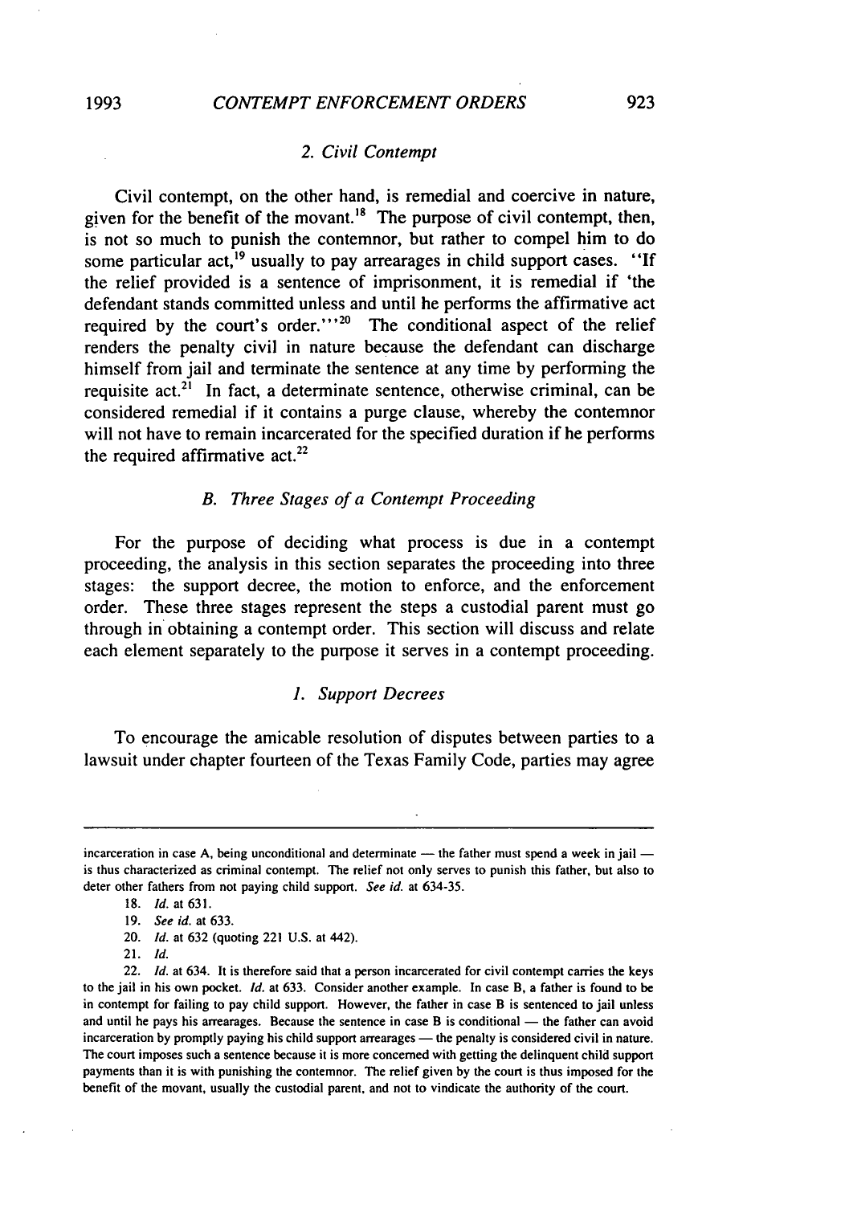### 2. *Civil Contempt*

Civil contempt, on the other hand, is remedial and coercive in nature, given for the benefit of the movant.[18] The purpose of civil contempt, then, is not so much to punish the contemnor, but rather to compel him to do some particular act,[19] usually to pay arrearages in child support cases. "If the relief provided is a sentence of imprisonment, it is remedial if 'the defendant stands committed unless and until he performs the affirmative act required by the court's order.'"[20] The conditional aspect of the relief renders the penalty civil in nature because the defendant can discharge himself from jail and terminate the sentence at any time by performing the requisite act.[21] In fact, a determinate sentence, otherwise criminal, can be considered remedial if it contains a purge clause, whereby the contemnor will not have to remain incarcerated for the specified duration if he performs the required affirmative act.[22]

## *B. Three Stages of a Contempt Proceeding*

For the purpose of deciding what process is due in a contempt proceeding, the analysis in this section separates the proceeding into three stages: the support decree, the motion to enforce, and the enforcement order. These three stages represent the steps a custodial parent must go through in obtaining a contempt order. This section will discuss and relate each element separately to the purpose it serves in a contempt proceeding.

### 1. *Support Decrees*

To encourage the amicable resolution of disputes between parties to a lawsuit under chapter fourteen of the Texas Family Code, parties may agree

---

incarceration in case A, being unconditional and determinate — the father must spend a week in jail — is thus characterized as criminal contempt. The relief not only serves to punish this father, but also to deter other fathers from not paying child support. *See id.* at 634-35.

18. *Id.* at 631.

19. *See id.* at 633.

20. *Id.* at 632 (quoting 221 U.S. at 442).

21. *Id.*

22. *Id.* at 634. It is therefore said that a person incarcerated for civil contempt carries the keys to the jail in his own pocket. *Id.* at 633. Consider another example. In case B, a father is found to be in contempt for failing to pay child support. However, the father in case B is sentenced to jail unless and until he pays his arrearages. Because the sentence in case B is conditional — the father can avoid incarceration by promptly paying his child support arrearages — the penalty is considered civil in nature. The court imposes such a sentence because it is more concerned with getting the delinquent child support payments than it is with punishing the contemnor. The relief given by the court is thus imposed for the benefit of the movant, usually the custodial parent, and not to vindicate the authority of the court.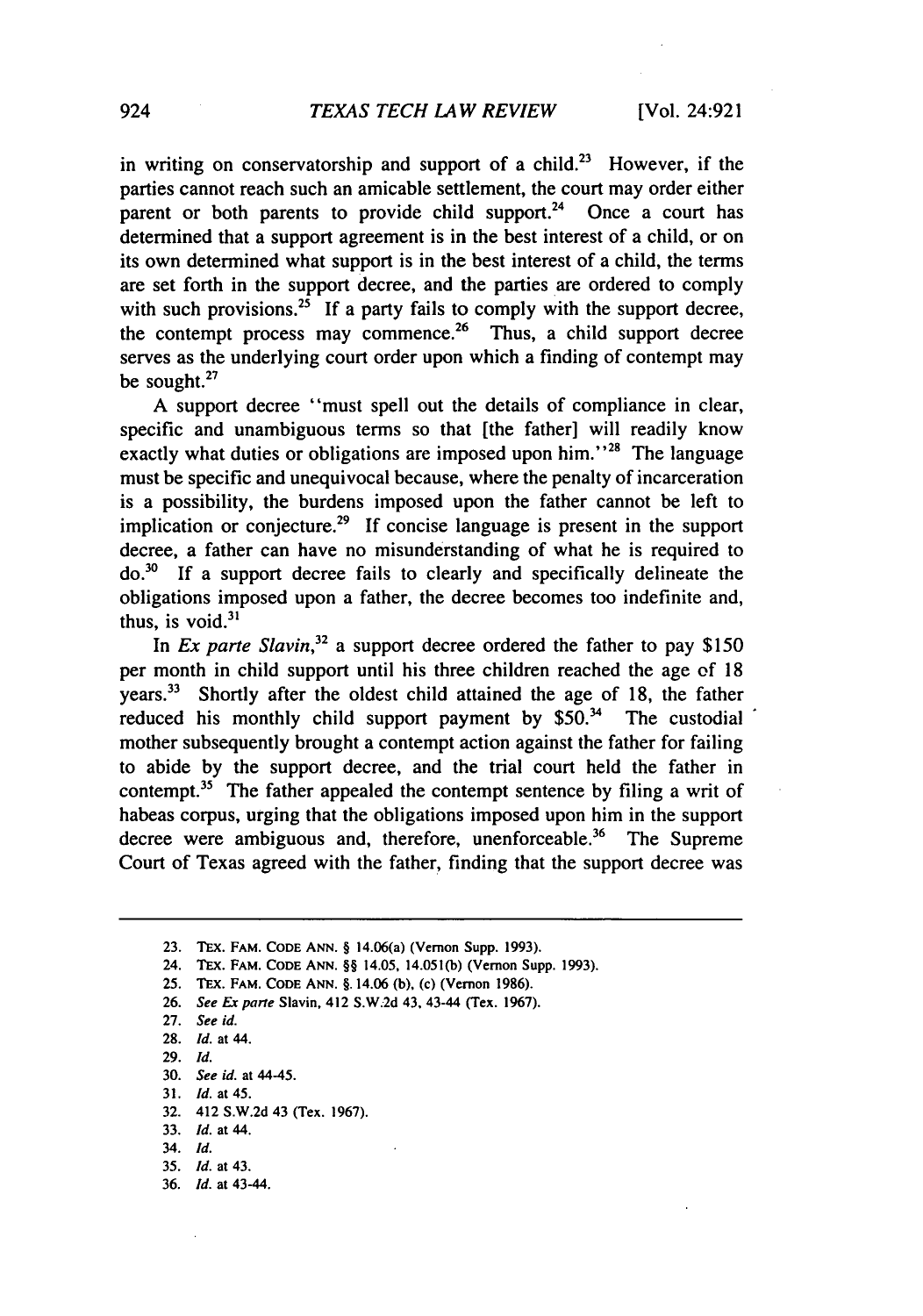in writing on conservatorship and support of a child.[23] However, if the parties cannot reach such an amicable settlement, the court may order either parent or both parents to provide child support.[24] Once a court has determined that a support agreement is in the best interest of a child, or on its own determined what support is in the best interest of a child, the terms are set forth in the support decree, and the parties are ordered to comply with such provisions.[25] If a party fails to comply with the support decree, the contempt process may commence.[26] Thus, a child support decree serves as the underlying court order upon which a finding of contempt may be sought.[27]

A support decree "must spell out the details of compliance in clear, specific and unambiguous terms so that [the father] will readily know exactly what duties or obligations are imposed upon him."[28] The language must be specific and unequivocal because, where the penalty of incarceration is a possibility, the burdens imposed upon the father cannot be left to implication or conjecture.[29] If concise language is present in the support decree, a father can have no misunderstanding of what he is required to do.[30] If a support decree fails to clearly and specifically delineate the obligations imposed upon a father, the decree becomes too indefinite and, thus, is void.[31]

In *Ex parte Slavin*,[32] a support decree ordered the father to pay $150 per month in child support until his three children reached the age of 18 years.[33] Shortly after the oldest child attained the age of 18, the father reduced his monthly child support payment by $50.[34] The custodial mother subsequently brought a contempt action against the father for failing to abide by the support decree, and the trial court held the father in contempt.[35] The father appealed the contempt sentence by filing a writ of habeas corpus, urging that the obligations imposed upon him in the support decree were ambiguous and, therefore, unenforceable.[36] The Supreme Court of Texas agreed with the father, finding that the support decree was

---

23. TEX. FAM. CODE ANN. § 14.06(a) (Vernon Supp. 1993).
24. TEX. FAM. CODE ANN. §§ 14.05, 14.051(b) (Vernon Supp. 1993).
25. TEX. FAM. CODE ANN. § 14.06 (b), (c) (Vernon 1986).
26. *See Ex parte* Slavin, 412 S.W.2d 43, 43-44 (Tex. 1967).
27. *See id.*
28. *Id.* at 44.
29. *Id.*
30. *See id.* at 44-45.
31. *Id.* at 45.
32. 412 S.W.2d 43 (Tex. 1967).
33. *Id.* at 44.
34. *Id.*
35. *Id.* at 43.
36. *Id.* at 43-44.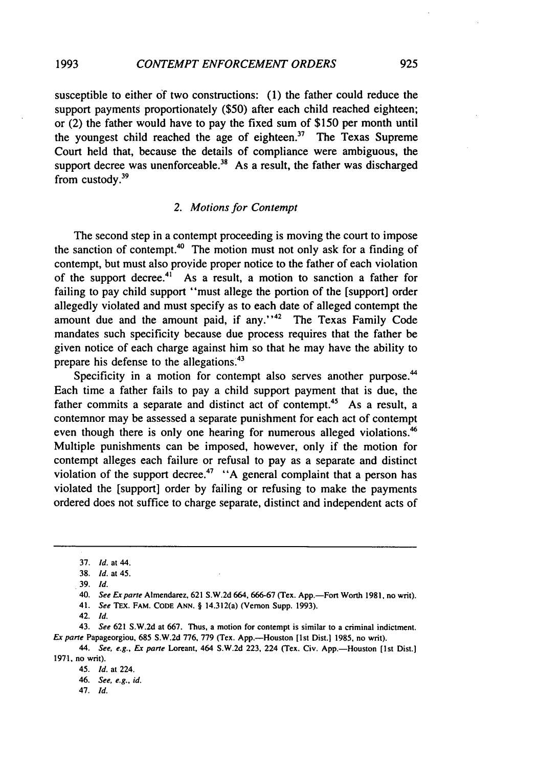susceptible to either of two constructions: (1) the father could reduce the support payments proportionately ($50) after each child reached eighteen; or (2) the father would have to pay the fixed sum of $150 per month until the youngest child reached the age of eighteen.[37] The Texas Supreme Court held that, because the details of compliance were ambiguous, the support decree was unenforceable.[38] As a result, the father was discharged from custody.[39]

### 2. *Motions for Contempt*

The second step in a contempt proceeding is moving the court to impose the sanction of contempt.[40] The motion must not only ask for a finding of contempt, but must also provide proper notice to the father of each violation of the support decree.[41] As a result, a motion to sanction a father for failing to pay child support "must allege the portion of the [support] order allegedly violated and must specify as to each date of alleged contempt the amount due and the amount paid, if any."[42] The Texas Family Code mandates such specificity because due process requires that the father be given notice of each charge against him so that he may have the ability to prepare his defense to the allegations.[43]

Specificity in a motion for contempt also serves another purpose.[44] Each time a father fails to pay a child support payment that is due, the father commits a separate and distinct act of contempt.[45] As a result, a contemnor may be assessed a separate punishment for each act of contempt even though there is only one hearing for numerous alleged violations.[46] Multiple punishments can be imposed, however, only if the motion for contempt alleges each failure or refusal to pay as a separate and distinct violation of the support decree.[47] "A general complaint that a person has violated the [support] order by failing or refusing to make the payments ordered does not suffice to charge separate, distinct and independent acts of

---

37. *Id.* at 44.
38. *Id.* at 45.
39. *Id.*
40. *See Ex parte* Almendarez, 621 S.W.2d 664, 666-67 (Tex. App.—Fort Worth 1981, no writ).
41. *See* TEX. FAM. CODE ANN. § 14.312(a) (Vernon Supp. 1993).
42. *Id.*
43. *See* 621 S.W.2d at 667. Thus, a motion for contempt is similar to a criminal indictment. *Ex parte* Papageorgiou, 685 S.W.2d 776, 779 (Tex. App.—Houston [1st Dist.] 1985, no writ).
44. *See, e.g., Ex parte* Loreant, 464 S.W.2d 223, 224 (Tex. Civ. App.—Houston [1st Dist.] 1971, no writ).
45. *Id.* at 224.
46. *See, e.g., id.*
47. *Id.*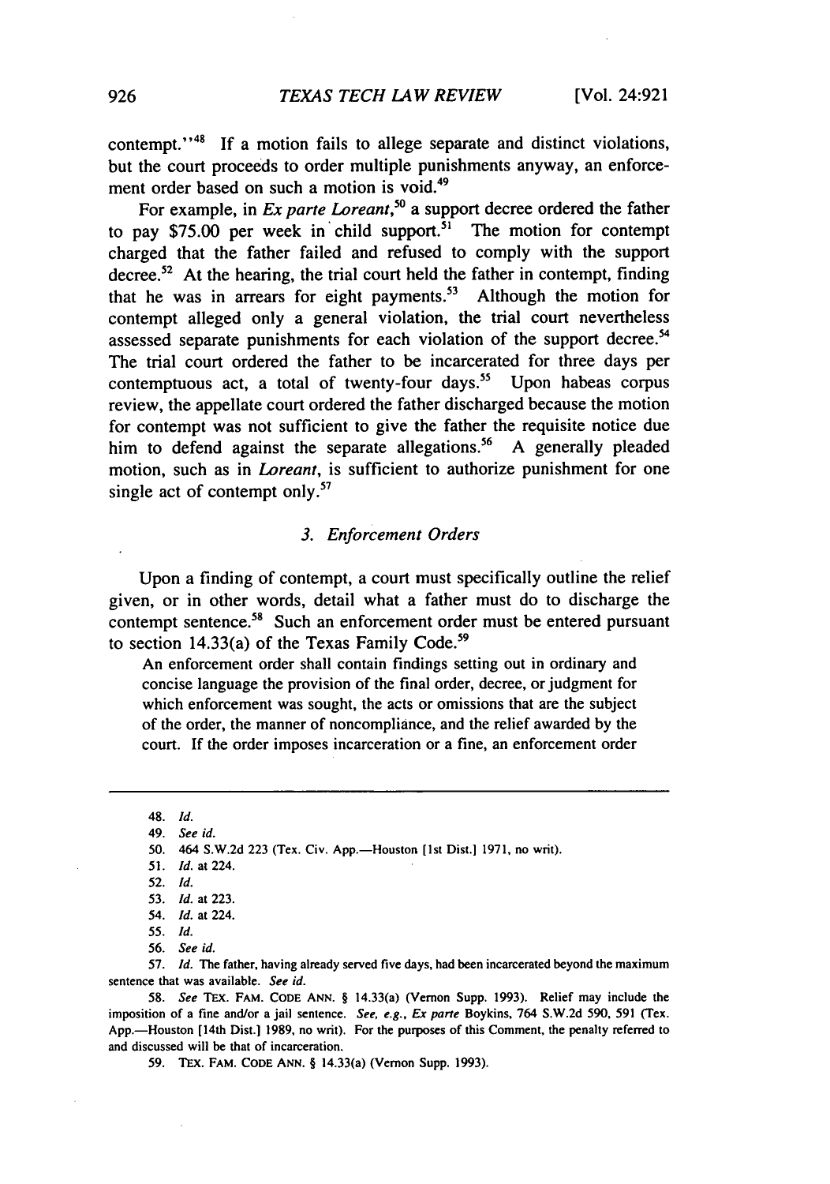contempt."[48] If a motion fails to allege separate and distinct violations, but the court proceeds to order multiple punishments anyway, an enforcement order based on such a motion is void.[49]

For example, in *Ex parte Loreant*,[50] a support decree ordered the father to pay $75.00 per week in child support.[51] The motion for contempt charged that the father failed and refused to comply with the support decree.[52] At the hearing, the trial court held the father in contempt, finding that he was in arrears for eight payments.[53] Although the motion for contempt alleged only a general violation, the trial court nevertheless assessed separate punishments for each violation of the support decree.[54] The trial court ordered the father to be incarcerated for three days per contemptuous act, a total of twenty-four days.[55] Upon habeas corpus review, the appellate court ordered the father discharged because the motion for contempt was not sufficient to give the father the requisite notice due him to defend against the separate allegations.[56] A generally pleaded motion, such as in *Loreant*, is sufficient to authorize punishment for one single act of contempt only.[57]

### *3. Enforcement Orders*

Upon a finding of contempt, a court must specifically outline the relief given, or in other words, detail what a father must do to discharge the contempt sentence.[58] Such an enforcement order must be entered pursuant to section 14.33(a) of the Texas Family Code.[59]

> An enforcement order shall contain findings setting out in ordinary and concise language the provision of the final order, decree, or judgment for which enforcement was sought, the acts or omissions that are the subject of the order, the manner of noncompliance, and the relief awarded by the court. If the order imposes incarceration or a fine, an enforcement order

---

48. *Id.*

49. *See id.*

50. 464 S.W.2d 223 (Tex. Civ. App.—Houston [1st Dist.] 1971, no writ).

51. *Id.* at 224.

52. *Id.*

53. *Id.* at 223.

54. *Id.* at 224.

55. *Id.*

56. *See id.*

57. *Id.* The father, having already served five days, had been incarcerated beyond the maximum sentence that was available. *See id.*

58. *See* TEX. FAM. CODE ANN. § 14.33(a) (Vernon Supp. 1993). Relief may include the imposition of a fine and/or a jail sentence. *See, e.g., Ex parte* Boykins, 764 S.W.2d 590, 591 (Tex. App.—Houston [14th Dist.] 1989, no writ). For the purposes of this Comment, the penalty referred to and discussed will be that of incarceration.

59. TEX. FAM. CODE ANN. § 14.33(a) (Vernon Supp. 1993).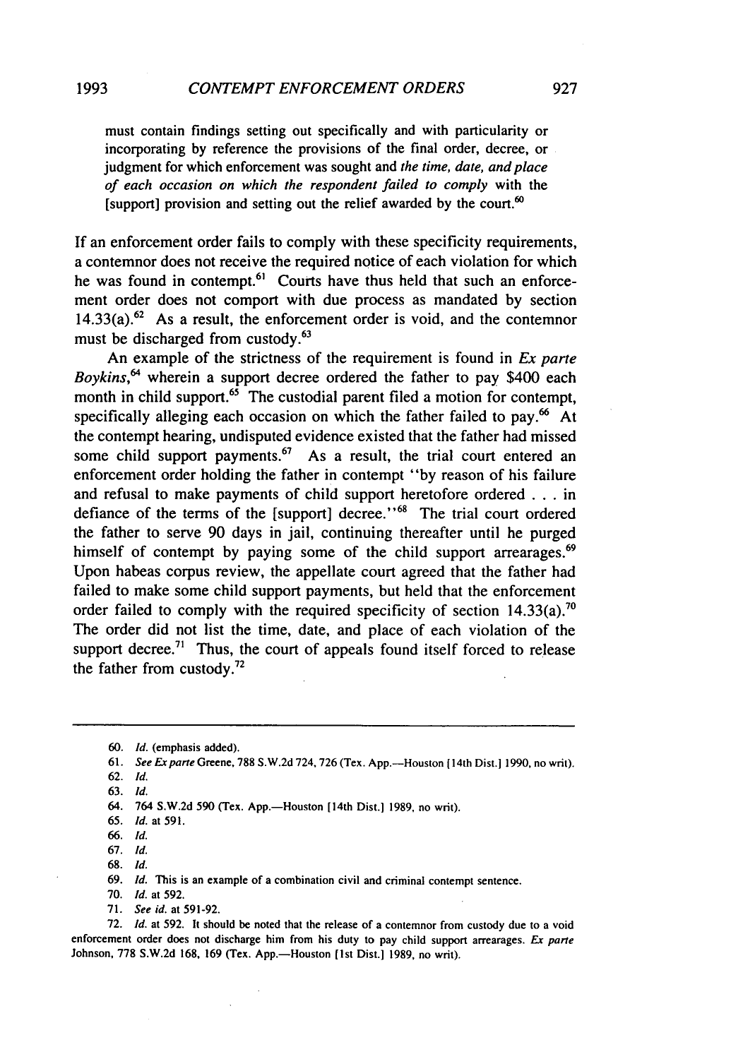> must contain findings setting out specifically and with particularity or incorporating by reference the provisions of the final order, decree, or judgment for which enforcement was sought and *the time, date, and place of each occasion on which the respondent failed to comply* with the [support] provision and setting out the relief awarded by the court.[60]

If an enforcement order fails to comply with these specificity requirements, a contemnor does not receive the required notice of each violation for which he was found in contempt.[61] Courts have thus held that such an enforcement order does not comport with due process as mandated by section 14.33(a).[62] As a result, the enforcement order is void, and the contemnor must be discharged from custody.[63]

An example of the strictness of the requirement is found in *Ex parte Boykins*,[64] wherein a support decree ordered the father to pay $400 each month in child support.[65] The custodial parent filed a motion for contempt, specifically alleging each occasion on which the father failed to pay.[66] At the contempt hearing, undisputed evidence existed that the father had missed some child support payments.[67] As a result, the trial court entered an enforcement order holding the father in contempt "by reason of his failure and refusal to make payments of child support heretofore ordered . . . in defiance of the terms of the [support] decree."[68] The trial court ordered the father to serve 90 days in jail, continuing thereafter until he purged himself of contempt by paying some of the child support arrearages.[69] Upon habeas corpus review, the appellate court agreed that the father had failed to make some child support payments, but held that the enforcement order failed to comply with the required specificity of section 14.33(a).[70] The order did not list the time, date, and place of each violation of the support decree.[71] Thus, the court of appeals found itself forced to release the father from custody.[72]

---

60. *Id.* (emphasis added).
61. *See Ex parte* Greene, 788 S.W.2d 724, 726 (Tex. App.—Houston [14th Dist.] 1990, no writ).
62. *Id.*
63. *Id.*
64. 764 S.W.2d 590 (Tex. App.—Houston [14th Dist.] 1989, no writ).
65. *Id.* at 591.
66. *Id.*
67. *Id.*
68. *Id.*
69. *Id.* This is an example of a combination civil and criminal contempt sentence.
70. *Id.* at 592.
71. *See id.* at 591-92.
72. *Id.* at 592. It should be noted that the release of a contemnor from custody due to a void enforcement order does not discharge him from his duty to pay child support arrearages. *Ex parte* Johnson, 778 S.W.2d 168, 169 (Tex. App.—Houston [1st Dist.] 1989, no writ).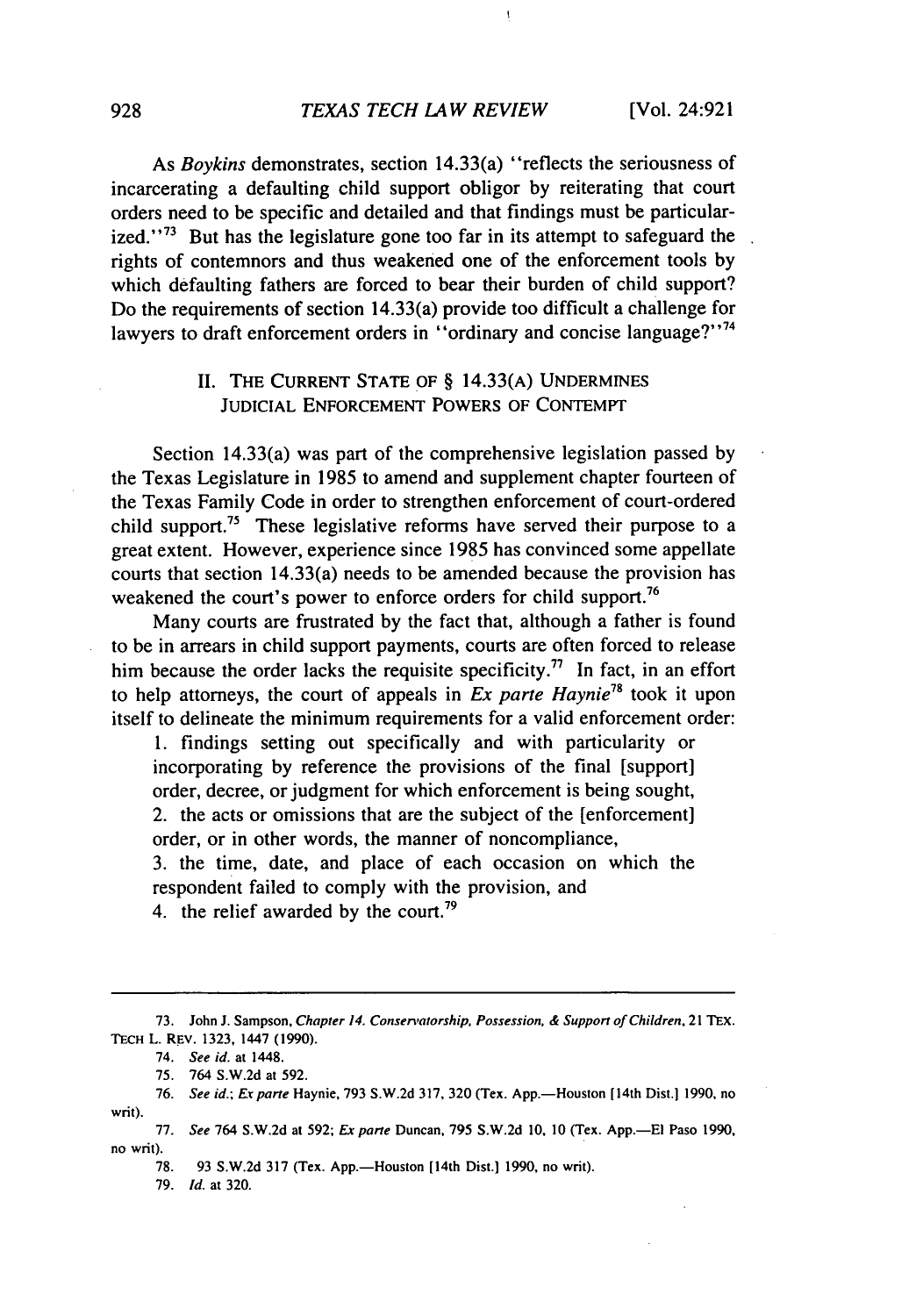As *Boykins* demonstrates, section 14.33(a) "reflects the seriousness of incarcerating a defaulting child support obligor by reiterating that court orders need to be specific and detailed and that findings must be particularized."[73] But has the legislature gone too far in its attempt to safeguard the rights of contemnors and thus weakened one of the enforcement tools by which defaulting fathers are forced to bear their burden of child support? Do the requirements of section 14.33(a) provide too difficult a challenge for lawyers to draft enforcement orders in "ordinary and concise language?"[74]

## II. THE CURRENT STATE OF § 14.33(A) UNDERMINES JUDICIAL ENFORCEMENT POWERS OF CONTEMPT

Section 14.33(a) was part of the comprehensive legislation passed by the Texas Legislature in 1985 to amend and supplement chapter fourteen of the Texas Family Code in order to strengthen enforcement of court-ordered child support.[75] These legislative reforms have served their purpose to a great extent. However, experience since 1985 has convinced some appellate courts that section 14.33(a) needs to be amended because the provision has weakened the court's power to enforce orders for child support.[76]

Many courts are frustrated by the fact that, although a father is found to be in arrears in child support payments, courts are often forced to release him because the order lacks the requisite specificity.[77] In fact, in an effort to help attorneys, the court of appeals in *Ex parte Haynie*[78] took it upon itself to delineate the minimum requirements for a valid enforcement order:

1. findings setting out specifically and with particularity or incorporating by reference the provisions of the final [support] order, decree, or judgment for which enforcement is being sought,
2. the acts or omissions that are the subject of the [enforcement] order, or in other words, the manner of noncompliance,
3. the time, date, and place of each occasion on which the respondent failed to comply with the provision, and
4. the relief awarded by the court.[79]

---

73. John J. Sampson, *Chapter 14. Conservatorship, Possession, & Support of Children*, 21 TEX. TECH L. REV. 1323, 1447 (1990).

74. *See id.* at 1448.

75. 764 S.W.2d at 592.

76. *See id.*; *Ex parte* Haynie, 793 S.W.2d 317, 320 (Tex. App.—Houston [14th Dist.] 1990, no writ).

77. *See* 764 S.W.2d at 592; *Ex parte* Duncan, 795 S.W.2d 10, 10 (Tex. App.—El Paso 1990, no writ).

78. 93 S.W.2d 317 (Tex. App.—Houston [14th Dist.] 1990, no writ).

79. *Id.* at 320.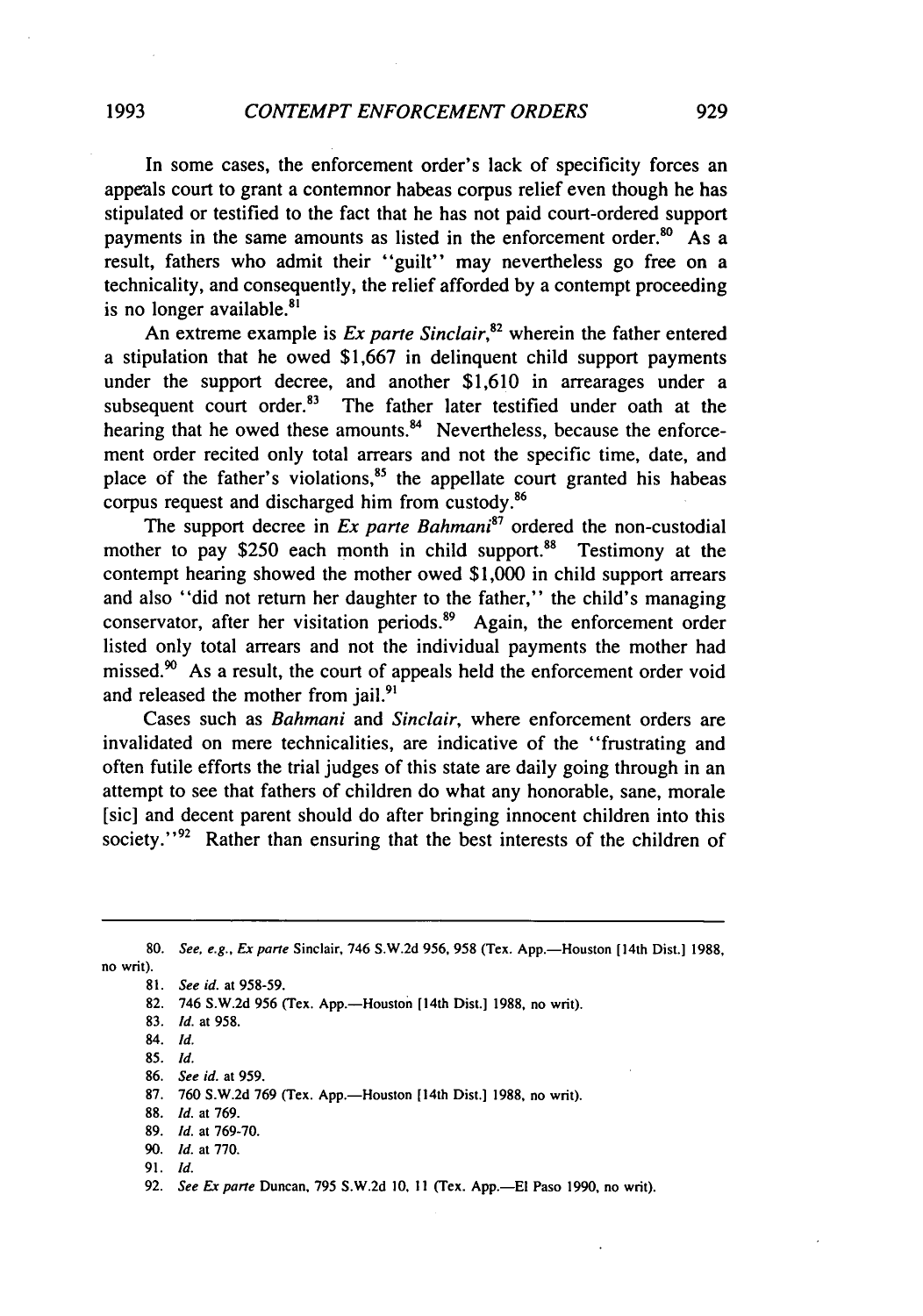In some cases, the enforcement order's lack of specificity forces an appeals court to grant a contemnor habeas corpus relief even though he has stipulated or testified to the fact that he has not paid court-ordered support payments in the same amounts as listed in the enforcement order.[80] As a result, fathers who admit their "guilt" may nevertheless go free on a technicality, and consequently, the relief afforded by a contempt proceeding is no longer available.[81]

An extreme example is *Ex parte Sinclair*,[82] wherein the father entered a stipulation that he owed $1,667 in delinquent child support payments under the support decree, and another $1,610 in arrearages under a subsequent court order.[83] The father later testified under oath at the hearing that he owed these amounts.[84] Nevertheless, because the enforcement order recited only total arrears and not the specific time, date, and place of the father's violations,[85] the appellate court granted his habeas corpus request and discharged him from custody.[86]

The support decree in *Ex parte Bahmani*[87] ordered the non-custodial mother to pay $250 each month in child support.[88] Testimony at the contempt hearing showed the mother owed $1,000 in child support arrears and also "did not return her daughter to the father," the child's managing conservator, after her visitation periods.[89] Again, the enforcement order listed only total arrears and not the individual payments the mother had missed.[90] As a result, the court of appeals held the enforcement order void and released the mother from jail.[91]

Cases such as *Bahmani* and *Sinclair*, where enforcement orders are invalidated on mere technicalities, are indicative of the "frustrating and often futile efforts the trial judges of this state are daily going through in an attempt to see that fathers of children do what any honorable, sane, morale [sic] and decent parent should do after bringing innocent children into this society."[92] Rather than ensuring that the best interests of the children of

---

80. *See, e.g., Ex parte* Sinclair, 746 S.W.2d 956, 958 (Tex. App.—Houston [14th Dist.] 1988, no writ).

81. *See id.* at 958-59.

82. 746 S.W.2d 956 (Tex. App.—Houston [14th Dist.] 1988, no writ).

83. *Id.* at 958.

84. *Id.*

85. *Id.*

86. *See id.* at 959.

87. 760 S.W.2d 769 (Tex. App.—Houston [14th Dist.] 1988, no writ).

88. *Id.* at 769.

89. *Id.* at 769-70.

90. *Id.* at 770.

91. *Id.*

92. *See Ex parte* Duncan, 795 S.W.2d 10, 11 (Tex. App.—El Paso 1990, no writ).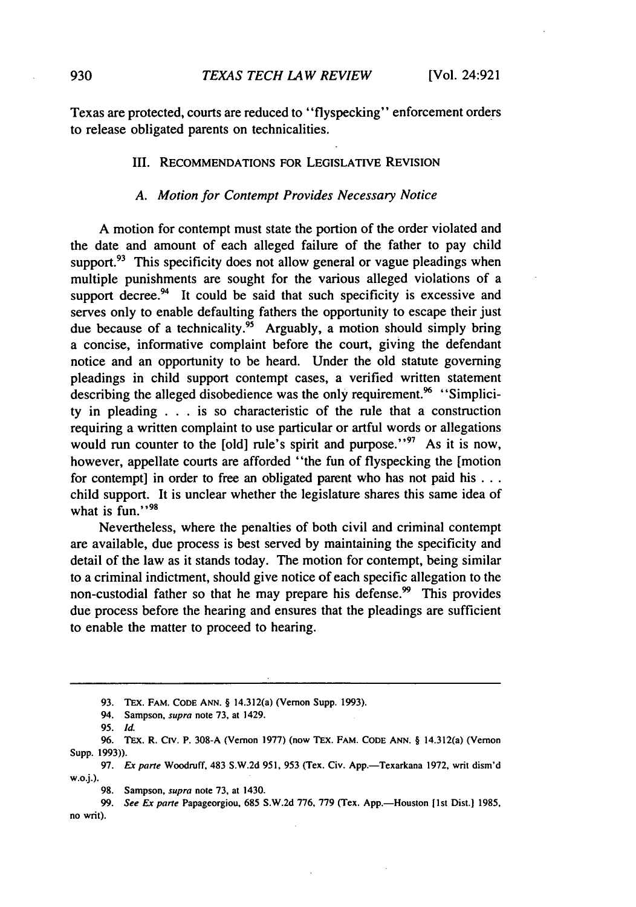Texas are protected, courts are reduced to "flyspecking" enforcement orders to release obligated parents on technicalities.

## III. RECOMMENDATIONS FOR LEGISLATIVE REVISION

### A. *Motion for Contempt Provides Necessary Notice*

A motion for contempt must state the portion of the order violated and the date and amount of each alleged failure of the father to pay child support.[93] This specificity does not allow general or vague pleadings when multiple punishments are sought for the various alleged violations of a support decree.[94] It could be said that such specificity is excessive and serves only to enable defaulting fathers the opportunity to escape their just due because of a technicality.[95] Arguably, a motion should simply bring a concise, informative complaint before the court, giving the defendant notice and an opportunity to be heard. Under the old statute governing pleadings in child support contempt cases, a verified written statement describing the alleged disobedience was the only requirement.[96] "Simplicity in pleading . . . is so characteristic of the rule that a construction requiring a written complaint to use particular or artful words or allegations would run counter to the [old] rule's spirit and purpose."[97] As it is now, however, appellate courts are afforded "the fun of flyspecking the [motion for contempt] in order to free an obligated parent who has not paid his . . . child support. It is unclear whether the legislature shares this same idea of what is fun."[98]

Nevertheless, where the penalties of both civil and criminal contempt are available, due process is best served by maintaining the specificity and detail of the law as it stands today. The motion for contempt, being similar to a criminal indictment, should give notice of each specific allegation to the non-custodial father so that he may prepare his defense.[99] This provides due process before the hearing and ensures that the pleadings are sufficient to enable the matter to proceed to hearing.

---

93. TEX. FAM. CODE ANN. § 14.312(a) (Vernon Supp. 1993).

94. Sampson, *supra* note 73, at 1429.

95. *Id.*

96. TEX. R. CIV. P. 308-A (Vernon 1977) (now TEX. FAM. CODE ANN. § 14.312(a) (Vernon Supp. 1993)).

97. *Ex parte* Woodruff, 483 S.W.2d 951, 953 (Tex. Civ. App.—Texarkana 1972, writ dism'd w.o.j.).

98. Sampson, *supra* note 73, at 1430.

99. *See Ex parte* Papageorgiou, 685 S.W.2d 776, 779 (Tex. App.—Houston [1st Dist.] 1985, no writ).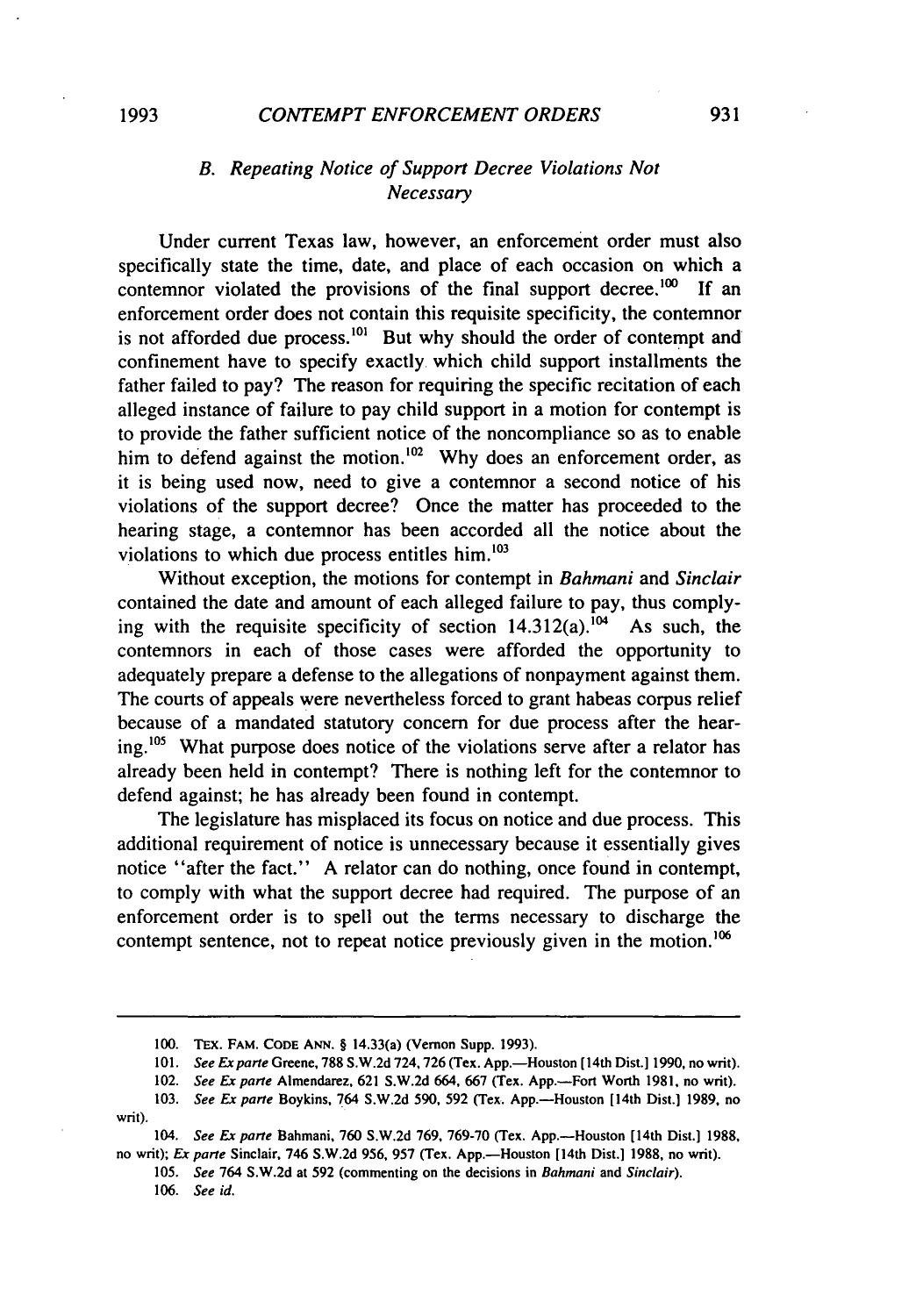### B. *Repeating Notice of Support Decree Violations Not Necessary*

Under current Texas law, however, an enforcement order must also specifically state the time, date, and place of each occasion on which a contemnor violated the provisions of the final support decree.[100] If an enforcement order does not contain this requisite specificity, the contemnor is not afforded due process.[101] But why should the order of contempt and confinement have to specify exactly which child support installments the father failed to pay? The reason for requiring the specific recitation of each alleged instance of failure to pay child support in a motion for contempt is to provide the father sufficient notice of the noncompliance so as to enable him to defend against the motion.[102] Why does an enforcement order, as it is being used now, need to give a contemnor a second notice of his violations of the support decree? Once the matter has proceeded to the hearing stage, a contemnor has been accorded all the notice about the violations to which due process entitles him.[103]

Without exception, the motions for contempt in *Bahmani* and *Sinclair* contained the date and amount of each alleged failure to pay, thus complying with the requisite specificity of section 14.312(a).[104] As such, the contemnors in each of those cases were afforded the opportunity to adequately prepare a defense to the allegations of nonpayment against them. The courts of appeals were nevertheless forced to grant habeas corpus relief because of a mandated statutory concern for due process after the hearing.[105] What purpose does notice of the violations serve after a relator has already been held in contempt? There is nothing left for the contemnor to defend against; he has already been found in contempt.

The legislature has misplaced its focus on notice and due process. This additional requirement of notice is unnecessary because it essentially gives notice "after the fact." A relator can do nothing, once found in contempt, to comply with what the support decree had required. The purpose of an enforcement order is to spell out the terms necessary to discharge the contempt sentence, not to repeat notice previously given in the motion.[106]

---

100. TEX. FAM. CODE ANN. § 14.33(a) (Vernon Supp. 1993).

101. *See Ex parte* Greene, 788 S.W.2d 724, 726 (Tex. App.—Houston [14th Dist.] 1990, no writ).

102. *See Ex parte* Almendarez, 621 S.W.2d 664, 667 (Tex. App.—Fort Worth 1981, no writ).

103. *See Ex parte* Boykins, 764 S.W.2d 590, 592 (Tex. App.—Houston [14th Dist.] 1989, no writ).

104. *See Ex parte* Bahmani, 760 S.W.2d 769, 769-70 (Tex. App.—Houston [14th Dist.] 1988, no writ); *Ex parte* Sinclair, 746 S.W.2d 956, 957 (Tex. App.—Houston [14th Dist.] 1988, no writ).

105. *See* 764 S.W.2d at 592 (commenting on the decisions in *Bahmani* and *Sinclair*).

106. *See id.*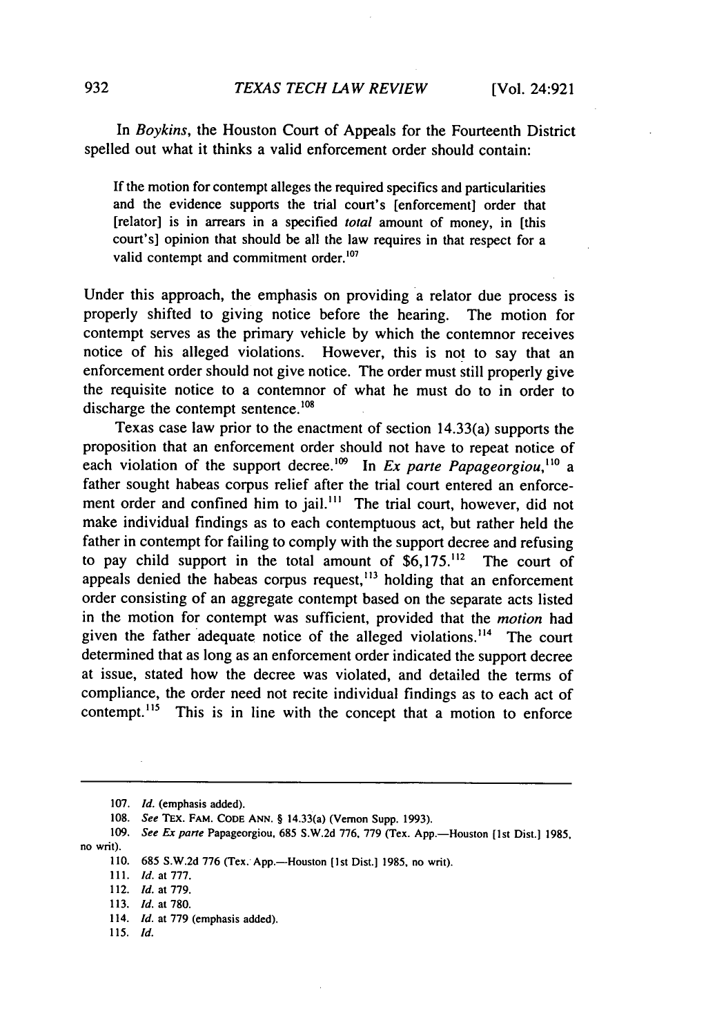In *Boykins*, the Houston Court of Appeals for the Fourteenth District spelled out what it thinks a valid enforcement order should contain:

> If the motion for contempt alleges the required specifics and particularities and the evidence supports the trial court's [enforcement] order that [relator] is in arrears in a specified *total* amount of money, in [this court's] opinion that should be all the law requires in that respect for a valid contempt and commitment order.[107]

Under this approach, the emphasis on providing a relator due process is properly shifted to giving notice before the hearing. The motion for contempt serves as the primary vehicle by which the contemnor receives notice of his alleged violations. However, this is not to say that an enforcement order should not give notice. The order must still properly give the requisite notice to a contemnor of what he must do to in order to discharge the contempt sentence.[108]

Texas case law prior to the enactment of section 14.33(a) supports the proposition that an enforcement order should not have to repeat notice of each violation of the support decree.[109] In *Ex parte Papageorgiou*,[110] a father sought habeas corpus relief after the trial court entered an enforcement order and confined him to jail.[111] The trial court, however, did not make individual findings as to each contemptuous act, but rather held the father in contempt for failing to comply with the support decree and refusing to pay child support in the total amount of $6,175.[112] The court of appeals denied the habeas corpus request,[113] holding that an enforcement order consisting of an aggregate contempt based on the separate acts listed in the motion for contempt was sufficient, provided that the *motion* had given the father adequate notice of the alleged violations.[114] The court determined that as long as an enforcement order indicated the support decree at issue, stated how the decree was violated, and detailed the terms of compliance, the order need not recite individual findings as to each act of contempt.[115] This is in line with the concept that a motion to enforce

---

107. *Id.* (emphasis added).

108. *See* TEX. FAM. CODE ANN. § 14.33(a) (Vernon Supp. 1993).

109. *See Ex parte* Papageorgiou, 685 S.W.2d 776, 779 (Tex. App.—Houston [1st Dist.] 1985, no writ).

110. 685 S.W.2d 776 (Tex. App.—Houston [1st Dist.] 1985, no writ).

111. *Id.* at 777.

112. *Id.* at 779.

113. *Id.* at 780.

114. *Id.* at 779 (emphasis added).

115. *Id.*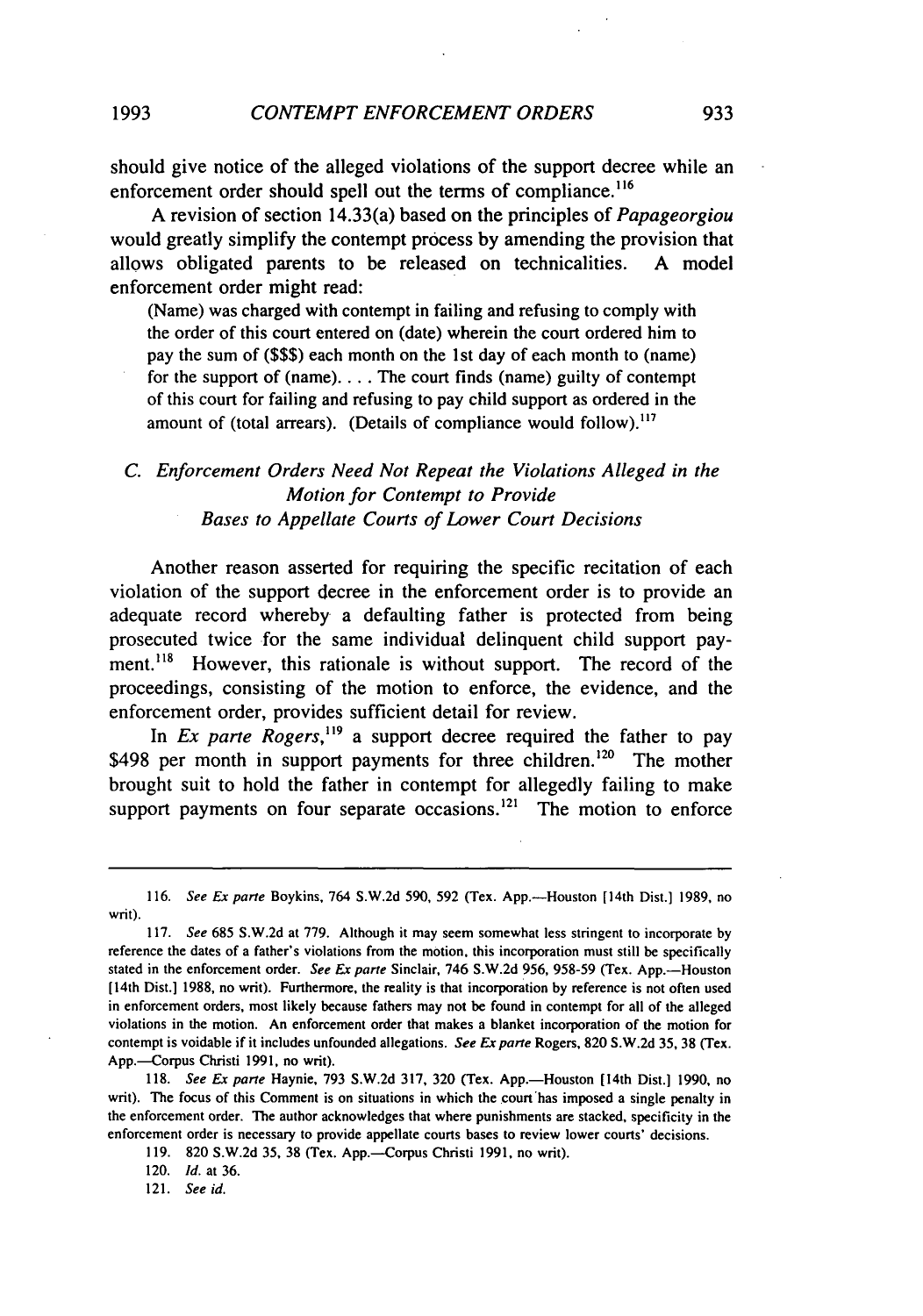should give notice of the alleged violations of the support decree while an enforcement order should spell out the terms of compliance.[116]

A revision of section 14.33(a) based on the principles of *Papageorgiou* would greatly simplify the contempt process by amending the provision that allows obligated parents to be released on technicalities. A model enforcement order might read:

> (Name) was charged with contempt in failing and refusing to comply with the order of this court entered on (date) wherein the court ordered him to pay the sum of ($$$) each month on the 1st day of each month to (name) for the support of (name). . . . The court finds (name) guilty of contempt of this court for failing and refusing to pay child support as ordered in the amount of (total arrears). (Details of compliance would follow).[117]

### *C. Enforcement Orders Need Not Repeat the Violations Alleged in the Motion for Contempt to Provide Bases to Appellate Courts of Lower Court Decisions*

Another reason asserted for requiring the specific recitation of each violation of the support decree in the enforcement order is to provide an adequate record whereby a defaulting father is protected from being prosecuted twice for the same individual delinquent child support payment.[118] However, this rationale is without support. The record of the proceedings, consisting of the motion to enforce, the evidence, and the enforcement order, provides sufficient detail for review.

In *Ex parte Rogers*,[119] a support decree required the father to pay $498 per month in support payments for three children.[120] The mother brought suit to hold the father in contempt for allegedly failing to make support payments on four separate occasions.[121] The motion to enforce

---

116. *See Ex parte* Boykins, 764 S.W.2d 590, 592 (Tex. App.—Houston [14th Dist.] 1989, no writ).

117. *See* 685 S.W.2d at 779. Although it may seem somewhat less stringent to incorporate by reference the dates of a father's violations from the motion, this incorporation must still be specifically stated in the enforcement order. *See Ex parte* Sinclair, 746 S.W.2d 956, 958-59 (Tex. App.—Houston [14th Dist.] 1988, no writ). Furthermore, the reality is that incorporation by reference is not often used in enforcement orders, most likely because fathers may not be found in contempt for all of the alleged violations in the motion. An enforcement order that makes a blanket incorporation of the motion for contempt is voidable if it includes unfounded allegations. *See Ex parte* Rogers, 820 S.W.2d 35, 38 (Tex. App.—Corpus Christi 1991, no writ).

118. *See Ex parte* Haynie, 793 S.W.2d 317, 320 (Tex. App.—Houston [14th Dist.] 1990, no writ). The focus of this Comment is on situations in which the court has imposed a single penalty in the enforcement order. The author acknowledges that where punishments are stacked, specificity in the enforcement order is necessary to provide appellate courts bases to review lower courts' decisions.

119. 820 S.W.2d 35, 38 (Tex. App.—Corpus Christi 1991, no writ).

120. *Id.* at 36.

121. *See id.*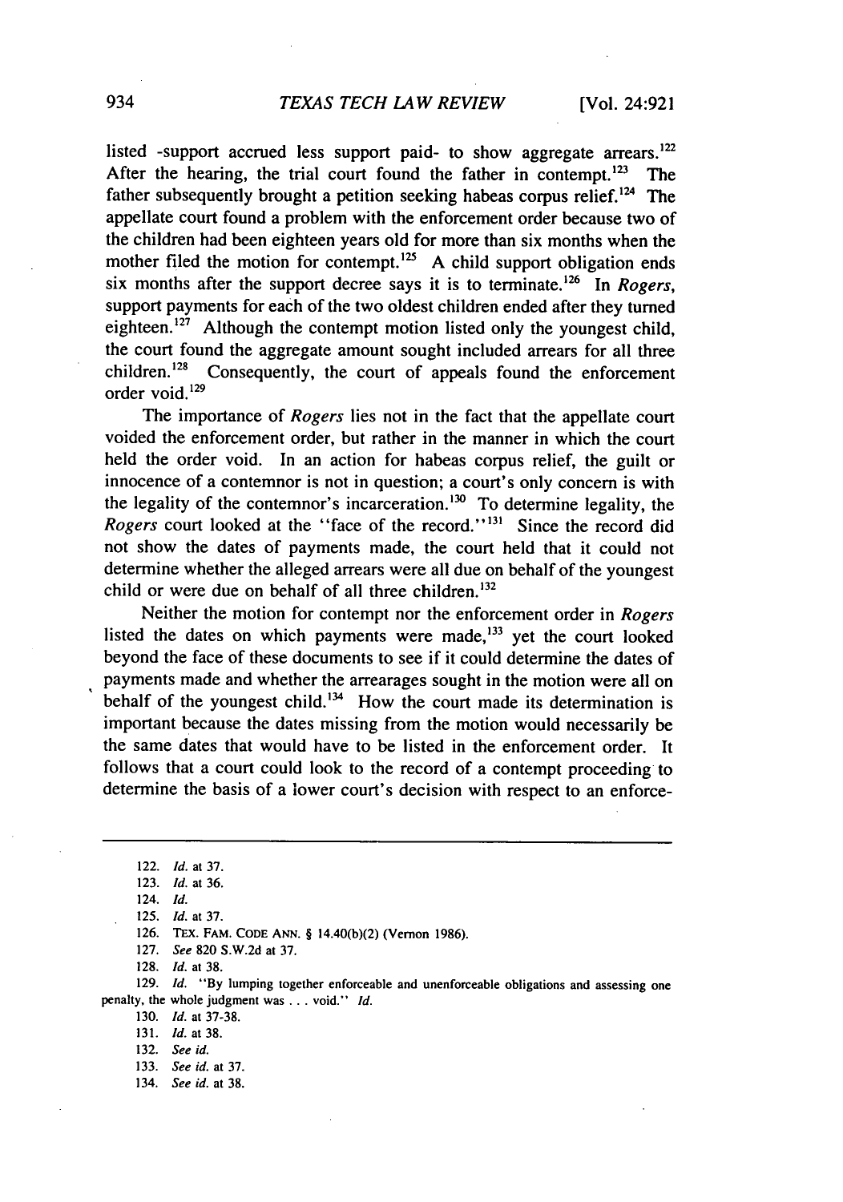listed -support accrued less support paid- to show aggregate arrears.[122] After the hearing, the trial court found the father in contempt.[123] The father subsequently brought a petition seeking habeas corpus relief.[124] The appellate court found a problem with the enforcement order because two of the children had been eighteen years old for more than six months when the mother filed the motion for contempt.[125] A child support obligation ends six months after the support decree says it is to terminate.[126] In *Rogers*, support payments for each of the two oldest children ended after they turned eighteen.[127] Although the contempt motion listed only the youngest child, the court found the aggregate amount sought included arrears for all three children.[128] Consequently, the court of appeals found the enforcement order void.[129]

The importance of *Rogers* lies not in the fact that the appellate court voided the enforcement order, but rather in the manner in which the court held the order void. In an action for habeas corpus relief, the guilt or innocence of a contemnor is not in question; a court's only concern is with the legality of the contemnor's incarceration.[130] To determine legality, the *Rogers* court looked at the "face of the record."[131] Since the record did not show the dates of payments made, the court held that it could not determine whether the alleged arrears were all due on behalf of the youngest child or were due on behalf of all three children.[132]

Neither the motion for contempt nor the enforcement order in *Rogers* listed the dates on which payments were made,[133] yet the court looked beyond the face of these documents to see if it could determine the dates of payments made and whether the arrearages sought in the motion were all on behalf of the youngest child.[134] How the court made its determination is important because the dates missing from the motion would necessarily be the same dates that would have to be listed in the enforcement order. It follows that a court could look to the record of a contempt proceeding to determine the basis of a lower court's decision with respect to an enforce-

---

122. *Id.* at 37.
123. *Id.* at 36.
124. *Id.*
125. *Id.* at 37.
126. TEX. FAM. CODE ANN. § 14.40(b)(2) (Vernon 1986).
127. *See* 820 S.W.2d at 37.
128. *Id.* at 38.
129. *Id.* "By lumping together enforceable and unenforceable obligations and assessing one penalty, the whole judgment was . . . void." *Id.*
130. *Id.* at 37-38.
131. *Id.* at 38.
132. *See id.*
133. *See id.* at 37.
134. *See id.* at 38.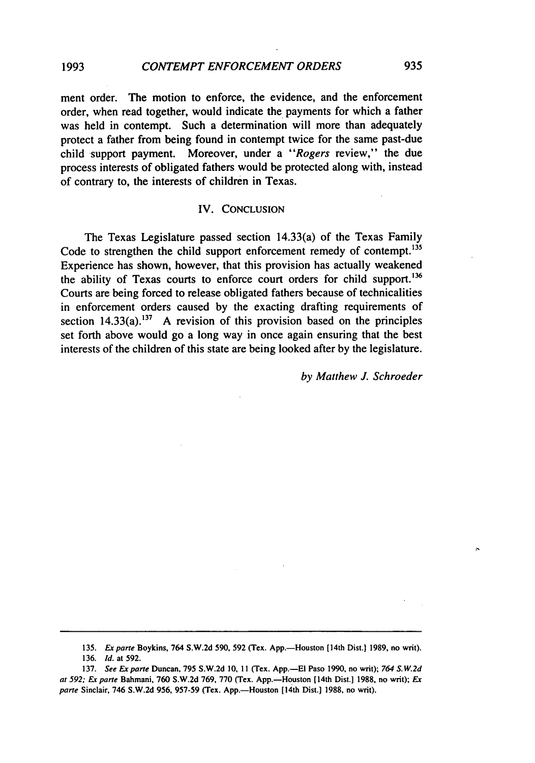ment order. The motion to enforce, the evidence, and the enforcement order, when read together, would indicate the payments for which a father was held in contempt. Such a determination will more than adequately protect a father from being found in contempt twice for the same past-due child support payment. Moreover, under a "*Rogers* review," the due process interests of obligated fathers would be protected along with, instead of contrary to, the interests of children in Texas.

## IV. CONCLUSION

The Texas Legislature passed section 14.33(a) of the Texas Family Code to strengthen the child support enforcement remedy of contempt.[135] Experience has shown, however, that this provision has actually weakened the ability of Texas courts to enforce court orders for child support.[136] Courts are being forced to release obligated fathers because of technicalities in enforcement orders caused by the exacting drafting requirements of section 14.33(a).[137] A revision of this provision based on the principles set forth above would go a long way in once again ensuring that the best interests of the children of this state are being looked after by the legislature.

*by Matthew J. Schroeder*

---

135. *Ex parte* Boykins, 764 S.W.2d 590, 592 (Tex. App.—Houston [14th Dist.] 1989, no writ).

136. *Id.* at 592.

137. *See Ex parte* Duncan, 795 S.W.2d 10, 11 (Tex. App.—El Paso 1990, no writ); *764 S.W.2d at 592*; *Ex parte* Bahmani, 760 S.W.2d 769, 770 (Tex. App.—Houston [14th Dist.] 1988, no writ); *Ex parte* Sinclair, 746 S.W.2d 956, 957-59 (Tex. App.—Houston [14th Dist.] 1988, no writ).